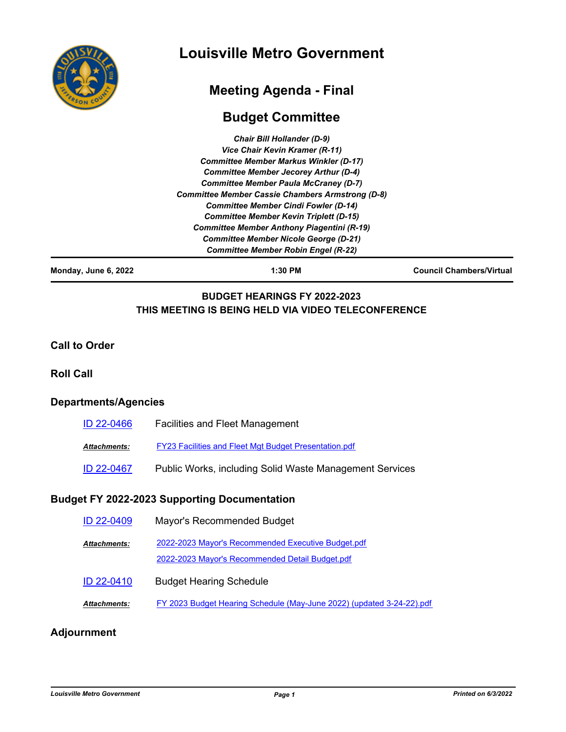# Louisville Metro Government

## Meeting Agenda - Final

## Budget Committee

*Chair Bill Hollander (D-9)*
*Vice Chair Kevin Kramer (R-11)*
*Committee Member Markus Winkler (D-17)*
*Committee Member Jecorey Arthur (D-4)*
*Committee Member Paula McCraney (D-7)*
*Committee Member Cassie Chambers Armstrong (D-8)*
*Committee Member Cindi Fowler (D-14)*
*Committee Member Kevin Triplett (D-15)*
*Committee Member Anthony Piagentini (R-19)*
*Committee Member Nicole George (D-21)*
*Committee Member Robin Engel (R-22)*

**Monday, June 6, 2022** | **1:30 PM** | **Council Chambers/Virtual**

**BUDGET HEARINGS FY 2022-2023**
**THIS MEETING IS BEING HELD VIA VIDEO TELECONFERENCE**

### Call to Order

### Roll Call

### Departments/Agencies

ID 22-0466 Facilities and Fleet Management

*Attachments:* FY23 Facilities and Fleet Mgt Budget Presentation.pdf

ID 22-0467 Public Works, including Solid Waste Management Services

### Budget FY 2022-2023 Supporting Documentation

ID 22-0409 Mayor's Recommended Budget

*Attachments:* 2022-2023 Mayor's Recommended Executive Budget.pdf
2022-2023 Mayor's Recommended Detail Budget.pdf

ID 22-0410 Budget Hearing Schedule

*Attachments:* FY 2023 Budget Hearing Schedule (May-June 2022) (updated 3-24-22).pdf

### Adjournment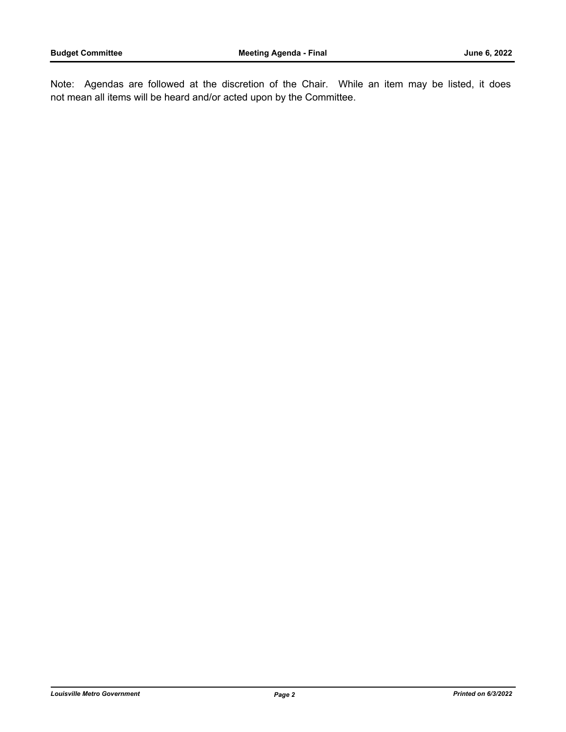Note: Agendas are followed at the discretion of the Chair. While an item may be listed, it does not mean all items will be heard and/or acted upon by the Committee.